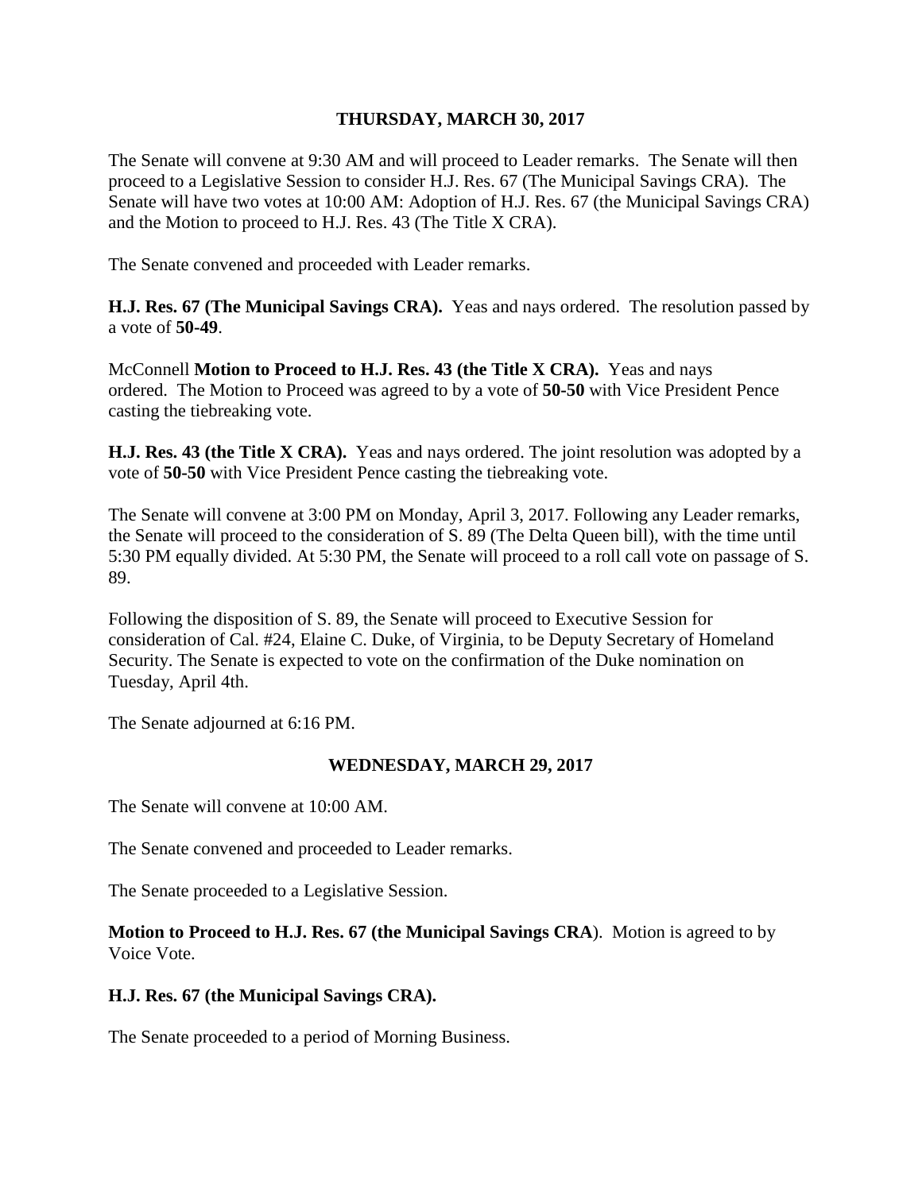**THURSDAY, MARCH 30, 2017**

The Senate will convene at 9:30 AM and will proceed to Leader remarks. The Senate will then proceed to a Legislative Session to consider H.J. Res. 67 (The Municipal Savings CRA). The Senate will have two votes at 10:00 AM: Adoption of H.J. Res. 67 (the Municipal Savings CRA) and the Motion to proceed to H.J. Res. 43 (The Title X CRA).

The Senate convened and proceeded with Leader remarks.

**H.J. Res. 67 (The Municipal Savings CRA).** Yeas and nays ordered. The resolution passed by a vote of **50-49**.

McConnell **Motion to Proceed to H.J. Res. 43 (the Title X CRA).** Yeas and nays ordered. The Motion to Proceed was agreed to by a vote of **50-50** with Vice President Pence casting the tiebreaking vote.

**H.J. Res. 43 (the Title X CRA).** Yeas and nays ordered. The joint resolution was adopted by a vote of **50-50** with Vice President Pence casting the tiebreaking vote.

The Senate will convene at 3:00 PM on Monday, April 3, 2017. Following any Leader remarks, the Senate will proceed to the consideration of S. 89 (The Delta Queen bill), with the time until 5:30 PM equally divided. At 5:30 PM, the Senate will proceed to a roll call vote on passage of S. 89.

Following the disposition of S. 89, the Senate will proceed to Executive Session for consideration of Cal. #24, Elaine C. Duke, of Virginia, to be Deputy Secretary of Homeland Security. The Senate is expected to vote on the confirmation of the Duke nomination on Tuesday, April 4th.

The Senate adjourned at 6:16 PM.

**WEDNESDAY, MARCH 29, 2017**

The Senate will convene at 10:00 AM.

The Senate convened and proceeded to Leader remarks.

The Senate proceeded to a Legislative Session.

**Motion to Proceed to H.J. Res. 67 (the Municipal Savings CRA**). Motion is agreed to by Voice Vote.

**H.J. Res. 67 (the Municipal Savings CRA).**

The Senate proceeded to a period of Morning Business.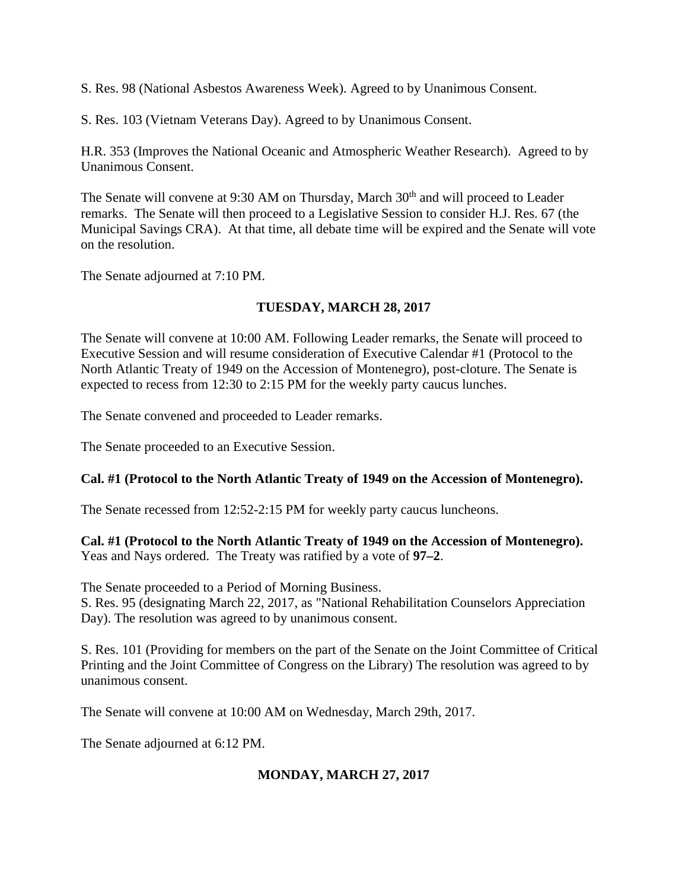S. Res. 98 (National Asbestos Awareness Week). Agreed to by Unanimous Consent.

S. Res. 103 (Vietnam Veterans Day). Agreed to by Unanimous Consent.

H.R. 353 (Improves the National Oceanic and Atmospheric Weather Research). Agreed to by Unanimous Consent.

The Senate will convene at 9:30 AM on Thursday, March 30th and will proceed to Leader remarks. The Senate will then proceed to a Legislative Session to consider H.J. Res. 67 (the Municipal Savings CRA). At that time, all debate time will be expired and the Senate will vote on the resolution.

The Senate adjourned at 7:10 PM.

## TUESDAY, MARCH 28, 2017

The Senate will convene at 10:00 AM. Following Leader remarks, the Senate will proceed to Executive Session and will resume consideration of Executive Calendar #1 (Protocol to the North Atlantic Treaty of 1949 on the Accession of Montenegro), post-cloture. The Senate is expected to recess from 12:30 to 2:15 PM for the weekly party caucus lunches.

The Senate convened and proceeded to Leader remarks.

The Senate proceeded to an Executive Session.

**Cal. #1 (Protocol to the North Atlantic Treaty of 1949 on the Accession of Montenegro).**

The Senate recessed from 12:52-2:15 PM for weekly party caucus luncheons.

**Cal. #1 (Protocol to the North Atlantic Treaty of 1949 on the Accession of Montenegro).**
Yeas and Nays ordered. The Treaty was ratified by a vote of **97–2**.

The Senate proceeded to a Period of Morning Business.
S. Res. 95 (designating March 22, 2017, as "National Rehabilitation Counselors Appreciation Day). The resolution was agreed to by unanimous consent.

S. Res. 101 (Providing for members on the part of the Senate on the Joint Committee of Critical Printing and the Joint Committee of Congress on the Library) The resolution was agreed to by unanimous consent.

The Senate will convene at 10:00 AM on Wednesday, March 29th, 2017.

The Senate adjourned at 6:12 PM.

## MONDAY, MARCH 27, 2017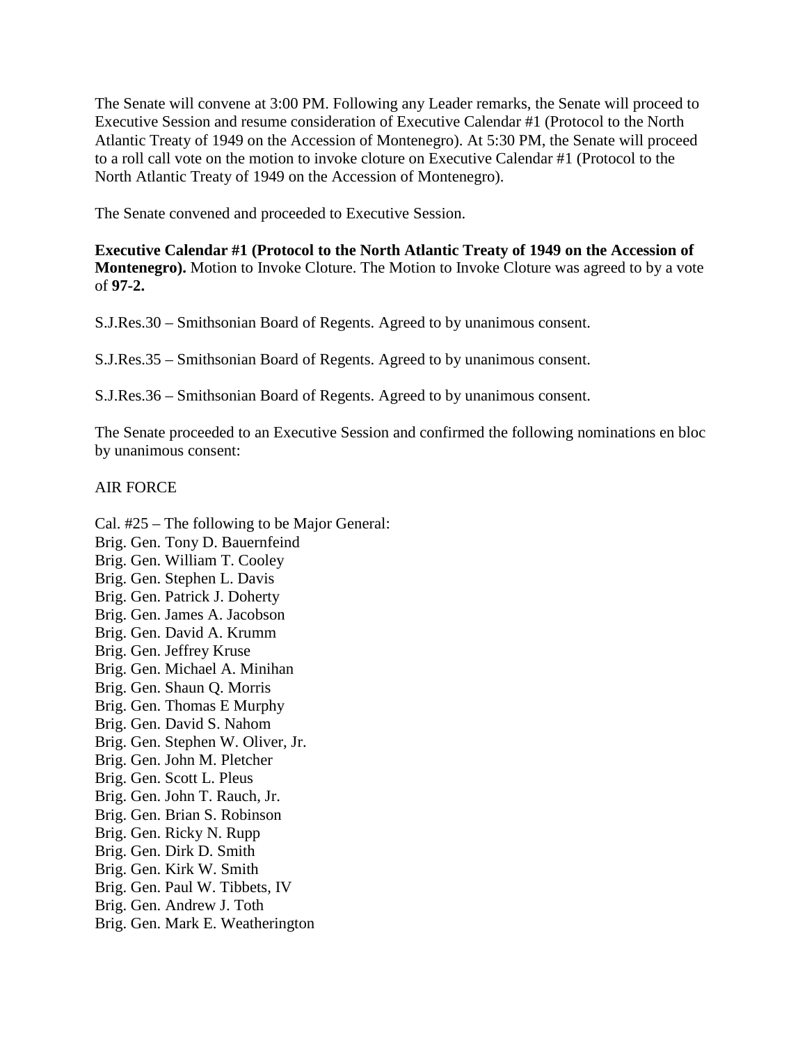The Senate will convene at 3:00 PM. Following any Leader remarks, the Senate will proceed to Executive Session and resume consideration of Executive Calendar #1 (Protocol to the North Atlantic Treaty of 1949 on the Accession of Montenegro). At 5:30 PM, the Senate will proceed to a roll call vote on the motion to invoke cloture on Executive Calendar #1 (Protocol to the North Atlantic Treaty of 1949 on the Accession of Montenegro).

The Senate convened and proceeded to Executive Session.

**Executive Calendar #1 (Protocol to the North Atlantic Treaty of 1949 on the Accession of Montenegro).** Motion to Invoke Cloture. The Motion to Invoke Cloture was agreed to by a vote of **97-2.**

S.J.Res.30 – Smithsonian Board of Regents. Agreed to by unanimous consent.

S.J.Res.35 – Smithsonian Board of Regents. Agreed to by unanimous consent.

S.J.Res.36 – Smithsonian Board of Regents. Agreed to by unanimous consent.

The Senate proceeded to an Executive Session and confirmed the following nominations en bloc by unanimous consent:

AIR FORCE

Cal. #25 – The following to be Major General:
Brig. Gen. Tony D. Bauernfeind
Brig. Gen. William T. Cooley
Brig. Gen. Stephen L. Davis
Brig. Gen. Patrick J. Doherty
Brig. Gen. James A. Jacobson
Brig. Gen. David A. Krumm
Brig. Gen. Jeffrey Kruse
Brig. Gen. Michael A. Minihan
Brig. Gen. Shaun Q. Morris
Brig. Gen. Thomas E Murphy
Brig. Gen. David S. Nahom
Brig. Gen. Stephen W. Oliver, Jr.
Brig. Gen. John M. Pletcher
Brig. Gen. Scott L. Pleus
Brig. Gen. John T. Rauch, Jr.
Brig. Gen. Brian S. Robinson
Brig. Gen. Ricky N. Rupp
Brig. Gen. Dirk D. Smith
Brig. Gen. Kirk W. Smith
Brig. Gen. Paul W. Tibbets, IV
Brig. Gen. Andrew J. Toth
Brig. Gen. Mark E. Weatherington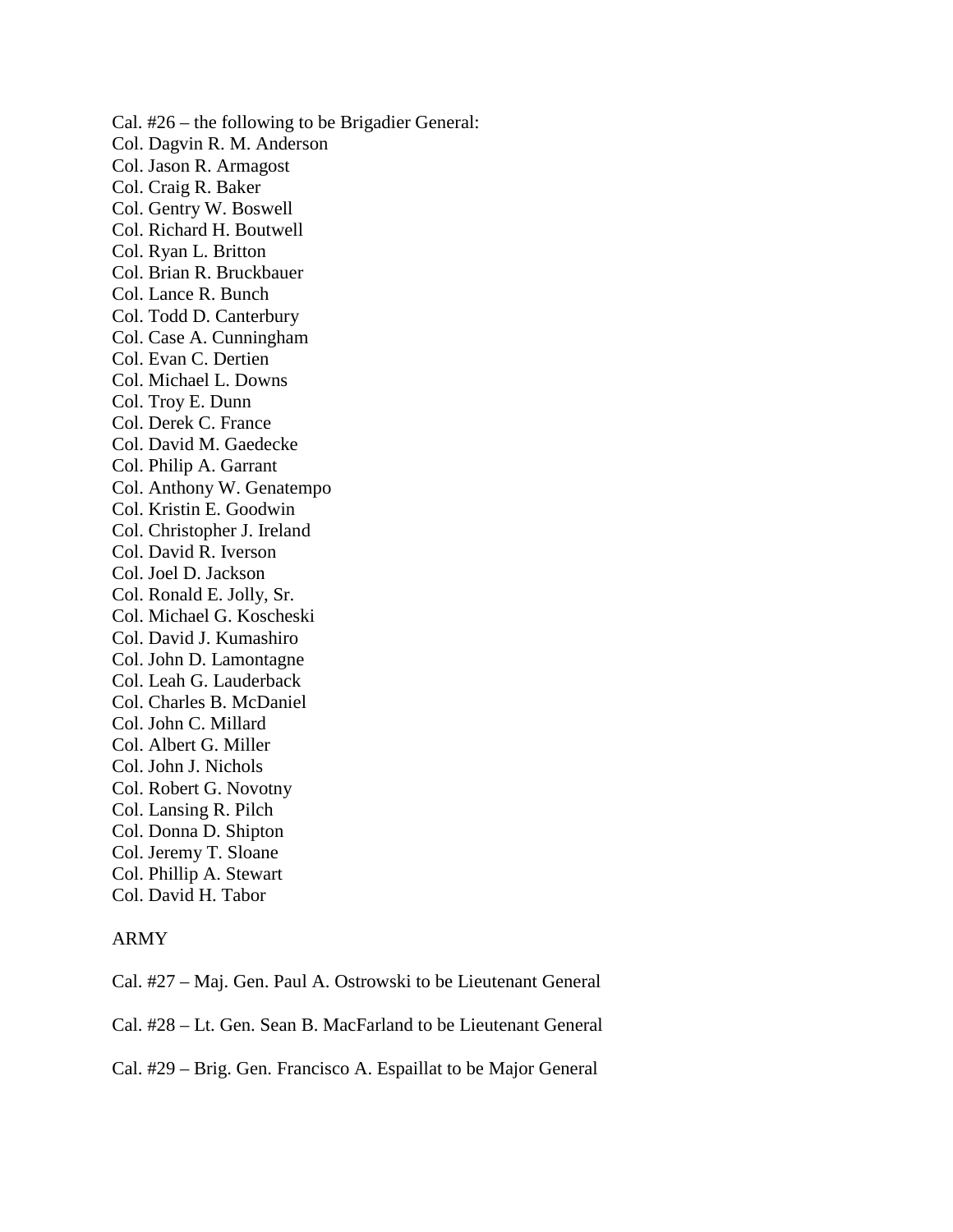Cal. #26 – the following to be Brigadier General:
Col. Dagvin R. M. Anderson
Col. Jason R. Armagost
Col. Craig R. Baker
Col. Gentry W. Boswell
Col. Richard H. Boutwell
Col. Ryan L. Britton
Col. Brian R. Bruckbauer
Col. Lance R. Bunch
Col. Todd D. Canterbury
Col. Case A. Cunningham
Col. Evan C. Dertien
Col. Michael L. Downs
Col. Troy E. Dunn
Col. Derek C. France
Col. David M. Gaedecke
Col. Philip A. Garrant
Col. Anthony W. Genatempo
Col. Kristin E. Goodwin
Col. Christopher J. Ireland
Col. David R. Iverson
Col. Joel D. Jackson
Col. Ronald E. Jolly, Sr.
Col. Michael G. Koscheski
Col. David J. Kumashiro
Col. John D. Lamontagne
Col. Leah G. Lauderback
Col. Charles B. McDaniel
Col. John C. Millard
Col. Albert G. Miller
Col. John J. Nichols
Col. Robert G. Novotny
Col. Lansing R. Pilch
Col. Donna D. Shipton
Col. Jeremy T. Sloane
Col. Phillip A. Stewart
Col. David H. Tabor

ARMY

Cal. #27 – Maj. Gen. Paul A. Ostrowski to be Lieutenant General

Cal. #28 – Lt. Gen. Sean B. MacFarland to be Lieutenant General

Cal. #29 – Brig. Gen. Francisco A. Espaillat to be Major General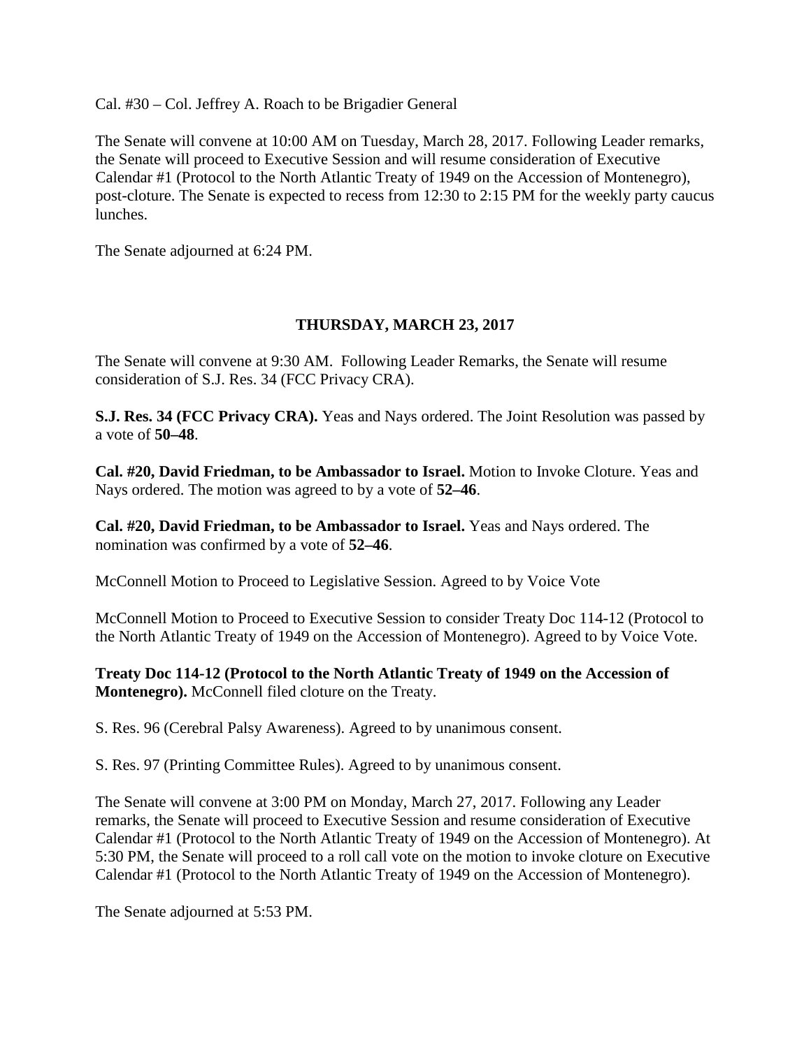Cal. #30 – Col. Jeffrey A. Roach to be Brigadier General

The Senate will convene at 10:00 AM on Tuesday, March 28, 2017. Following Leader remarks, the Senate will proceed to Executive Session and will resume consideration of Executive Calendar #1 (Protocol to the North Atlantic Treaty of 1949 on the Accession of Montenegro), post-cloture. The Senate is expected to recess from 12:30 to 2:15 PM for the weekly party caucus lunches.

The Senate adjourned at 6:24 PM.

## THURSDAY, MARCH 23, 2017

The Senate will convene at 9:30 AM. Following Leader Remarks, the Senate will resume consideration of S.J. Res. 34 (FCC Privacy CRA).

**S.J. Res. 34 (FCC Privacy CRA).** Yeas and Nays ordered. The Joint Resolution was passed by a vote of **50–48**.

**Cal. #20, David Friedman, to be Ambassador to Israel.** Motion to Invoke Cloture. Yeas and Nays ordered. The motion was agreed to by a vote of **52–46**.

**Cal. #20, David Friedman, to be Ambassador to Israel.** Yeas and Nays ordered. The nomination was confirmed by a vote of **52–46**.

McConnell Motion to Proceed to Legislative Session. Agreed to by Voice Vote

McConnell Motion to Proceed to Executive Session to consider Treaty Doc 114-12 (Protocol to the North Atlantic Treaty of 1949 on the Accession of Montenegro). Agreed to by Voice Vote.

**Treaty Doc 114-12 (Protocol to the North Atlantic Treaty of 1949 on the Accession of Montenegro).** McConnell filed cloture on the Treaty.

S. Res. 96 (Cerebral Palsy Awareness). Agreed to by unanimous consent.

S. Res. 97 (Printing Committee Rules). Agreed to by unanimous consent.

The Senate will convene at 3:00 PM on Monday, March 27, 2017. Following any Leader remarks, the Senate will proceed to Executive Session and resume consideration of Executive Calendar #1 (Protocol to the North Atlantic Treaty of 1949 on the Accession of Montenegro). At 5:30 PM, the Senate will proceed to a roll call vote on the motion to invoke cloture on Executive Calendar #1 (Protocol to the North Atlantic Treaty of 1949 on the Accession of Montenegro).

The Senate adjourned at 5:53 PM.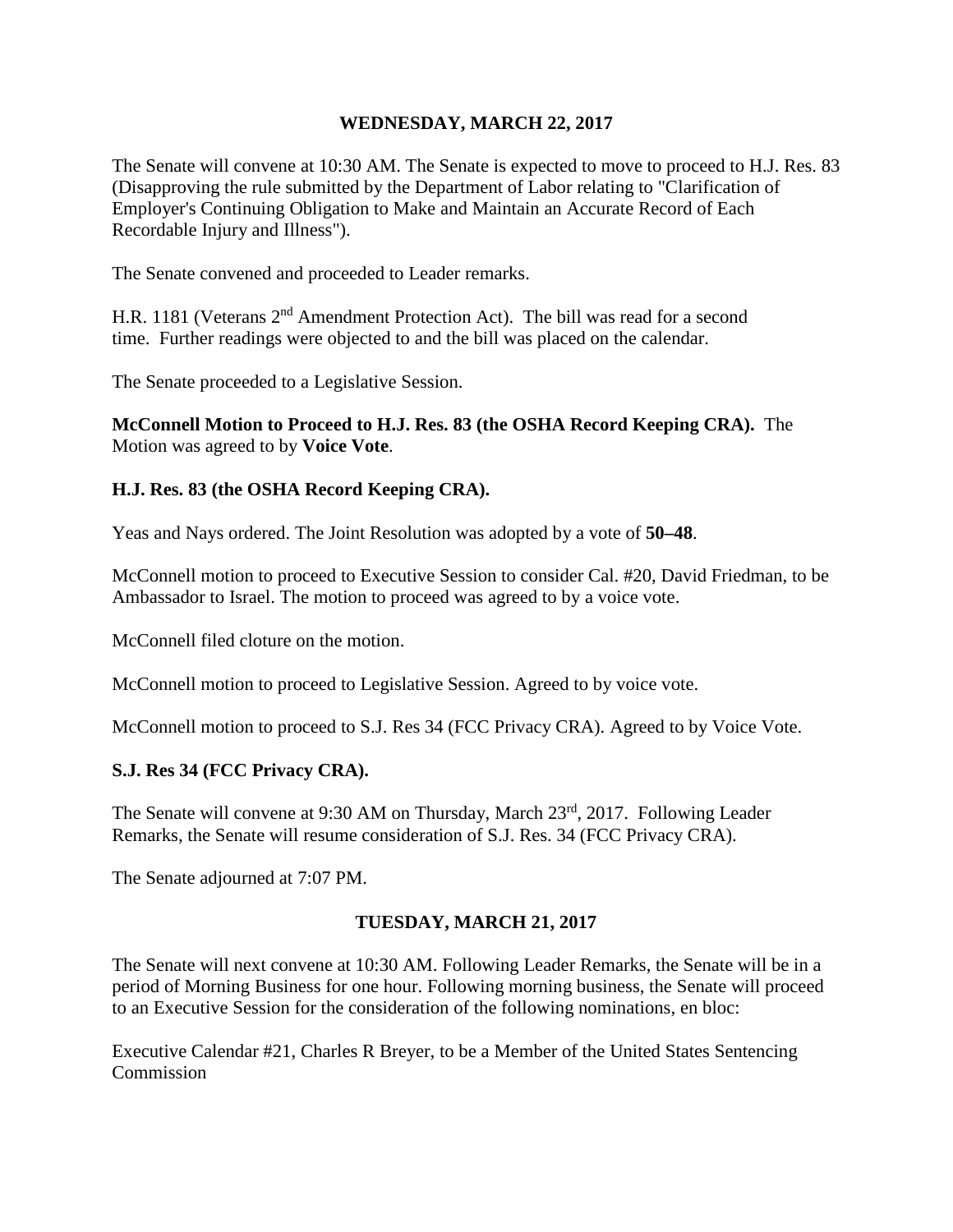## WEDNESDAY, MARCH 22, 2017

The Senate will convene at 10:30 AM. The Senate is expected to move to proceed to H.J. Res. 83 (Disapproving the rule submitted by the Department of Labor relating to "Clarification of Employer's Continuing Obligation to Make and Maintain an Accurate Record of Each Recordable Injury and Illness").

The Senate convened and proceeded to Leader remarks.

H.R. 1181 (Veterans 2nd Amendment Protection Act). The bill was read for a second time. Further readings were objected to and the bill was placed on the calendar.

The Senate proceeded to a Legislative Session.

**McConnell Motion to Proceed to H.J. Res. 83 (the OSHA Record Keeping CRA).** The Motion was agreed to by **Voice Vote**.

**H.J. Res. 83 (the OSHA Record Keeping CRA).**

Yeas and Nays ordered. The Joint Resolution was adopted by a vote of **50–48**.

McConnell motion to proceed to Executive Session to consider Cal. #20, David Friedman, to be Ambassador to Israel. The motion to proceed was agreed to by a voice vote.

McConnell filed cloture on the motion.

McConnell motion to proceed to Legislative Session. Agreed to by voice vote.

McConnell motion to proceed to S.J. Res 34 (FCC Privacy CRA). Agreed to by Voice Vote.

**S.J. Res 34 (FCC Privacy CRA).**

The Senate will convene at 9:30 AM on Thursday, March 23rd, 2017. Following Leader Remarks, the Senate will resume consideration of S.J. Res. 34 (FCC Privacy CRA).

The Senate adjourned at 7:07 PM.

## TUESDAY, MARCH 21, 2017

The Senate will next convene at 10:30 AM. Following Leader Remarks, the Senate will be in a period of Morning Business for one hour. Following morning business, the Senate will proceed to an Executive Session for the consideration of the following nominations, en bloc:

Executive Calendar #21, Charles R Breyer, to be a Member of the United States Sentencing Commission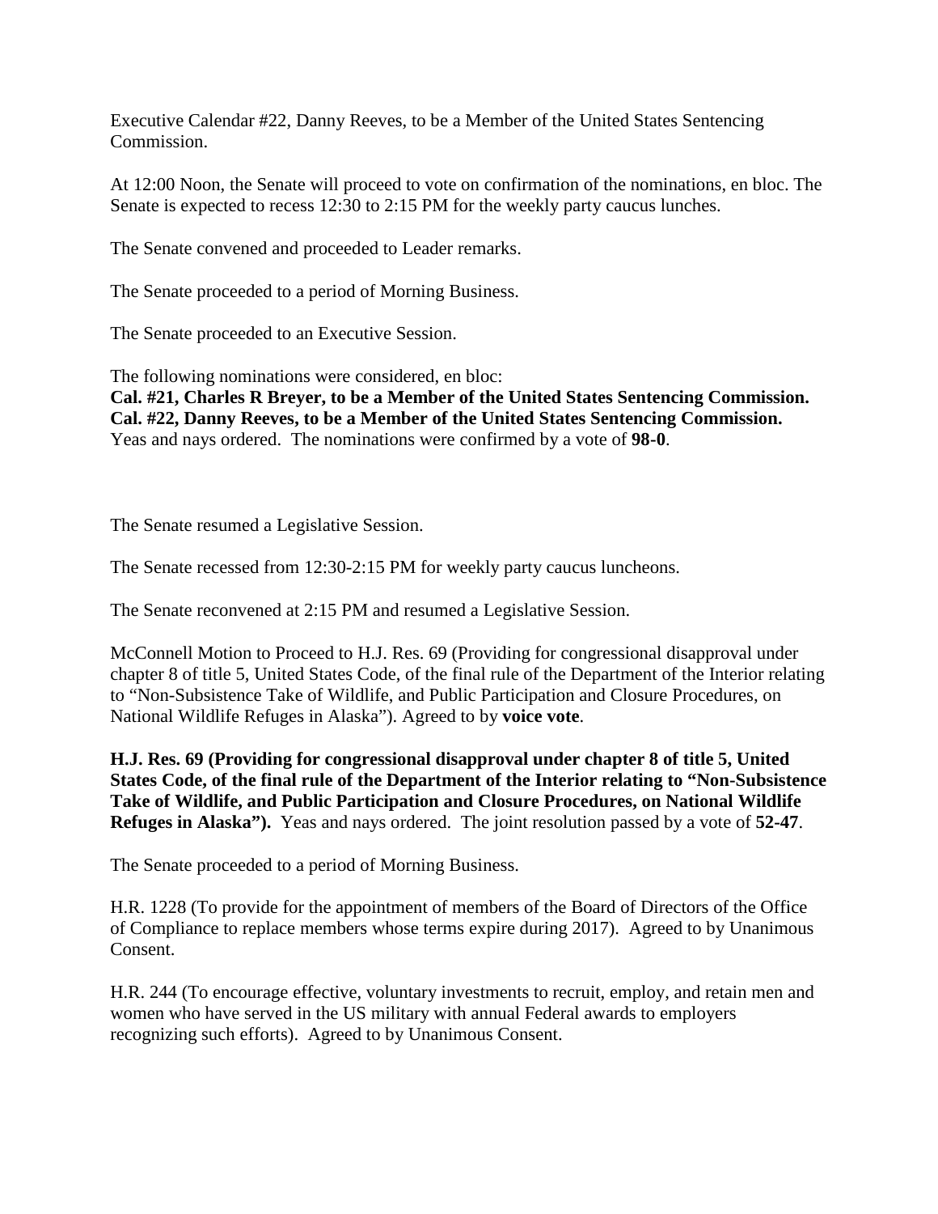Executive Calendar #22, Danny Reeves, to be a Member of the United States Sentencing Commission.

At 12:00 Noon, the Senate will proceed to vote on confirmation of the nominations, en bloc. The Senate is expected to recess 12:30 to 2:15 PM for the weekly party caucus lunches.

The Senate convened and proceeded to Leader remarks.

The Senate proceeded to a period of Morning Business.

The Senate proceeded to an Executive Session.

The following nominations were considered, en bloc:
**Cal. #21, Charles R Breyer, to be a Member of the United States Sentencing Commission.**
**Cal. #22, Danny Reeves, to be a Member of the United States Sentencing Commission.**
Yeas and nays ordered. The nominations were confirmed by a vote of **98-0**.

The Senate resumed a Legislative Session.

The Senate recessed from 12:30-2:15 PM for weekly party caucus luncheons.

The Senate reconvened at 2:15 PM and resumed a Legislative Session.

McConnell Motion to Proceed to H.J. Res. 69 (Providing for congressional disapproval under chapter 8 of title 5, United States Code, of the final rule of the Department of the Interior relating to "Non-Subsistence Take of Wildlife, and Public Participation and Closure Procedures, on National Wildlife Refuges in Alaska"). Agreed to by **voice vote**.

**H.J. Res. 69 (Providing for congressional disapproval under chapter 8 of title 5, United States Code, of the final rule of the Department of the Interior relating to "Non-Subsistence Take of Wildlife, and Public Participation and Closure Procedures, on National Wildlife Refuges in Alaska").** Yeas and nays ordered. The joint resolution passed by a vote of **52-47**.

The Senate proceeded to a period of Morning Business.

H.R. 1228 (To provide for the appointment of members of the Board of Directors of the Office of Compliance to replace members whose terms expire during 2017). Agreed to by Unanimous Consent.

H.R. 244 (To encourage effective, voluntary investments to recruit, employ, and retain men and women who have served in the US military with annual Federal awards to employers recognizing such efforts). Agreed to by Unanimous Consent.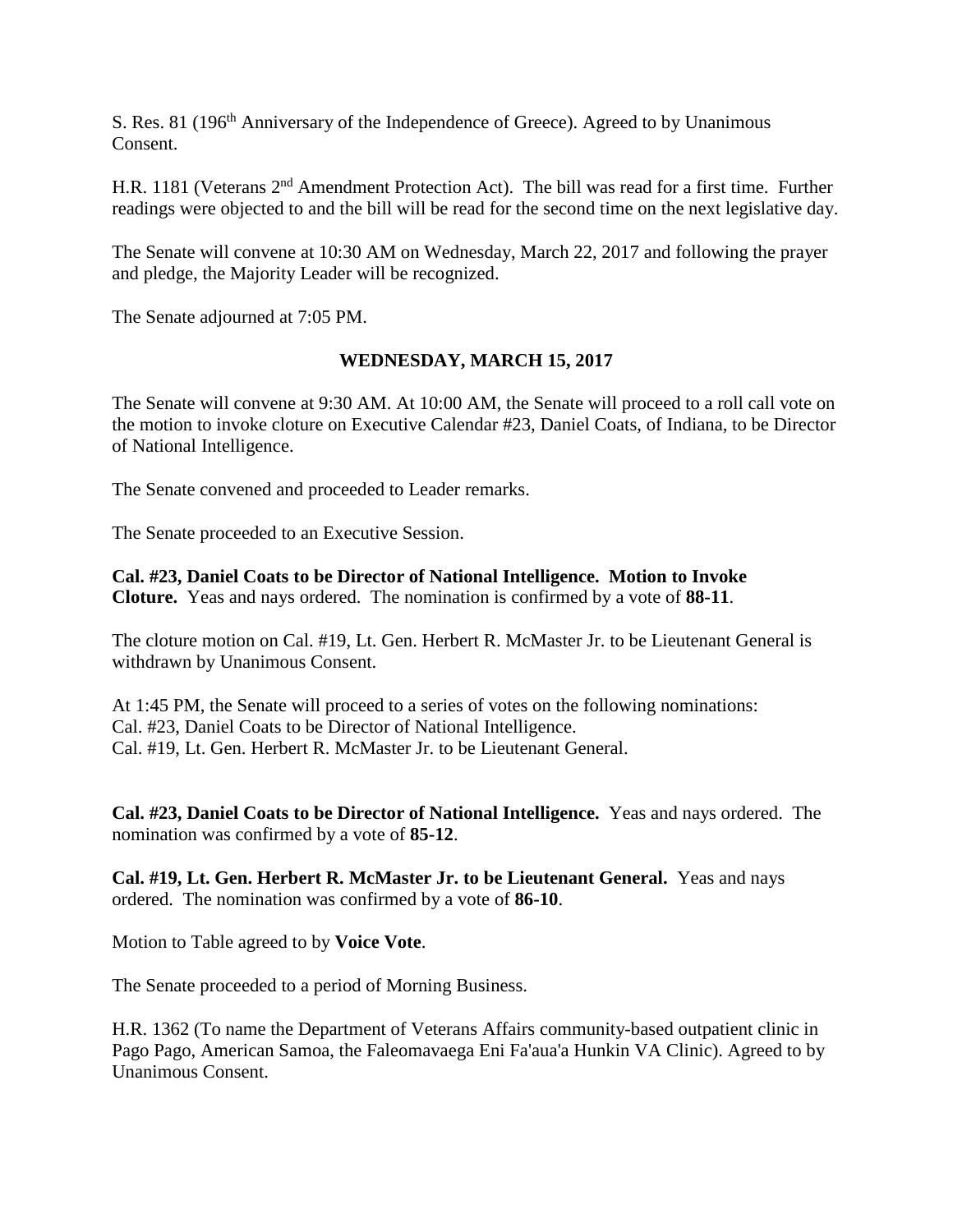S. Res. 81 (196th Anniversary of the Independence of Greece). Agreed to by Unanimous Consent.

H.R. 1181 (Veterans 2nd Amendment Protection Act). The bill was read for a first time. Further readings were objected to and the bill will be read for the second time on the next legislative day.

The Senate will convene at 10:30 AM on Wednesday, March 22, 2017 and following the prayer and pledge, the Majority Leader will be recognized.

The Senate adjourned at 7:05 PM.

## WEDNESDAY, MARCH 15, 2017

The Senate will convene at 9:30 AM. At 10:00 AM, the Senate will proceed to a roll call vote on the motion to invoke cloture on Executive Calendar #23, Daniel Coats, of Indiana, to be Director of National Intelligence.

The Senate convened and proceeded to Leader remarks.

The Senate proceeded to an Executive Session.

**Cal. #23, Daniel Coats to be Director of National Intelligence. Motion to Invoke Cloture.** Yeas and nays ordered. The nomination is confirmed by a vote of **88-11**.

The cloture motion on Cal. #19, Lt. Gen. Herbert R. McMaster Jr. to be Lieutenant General is withdrawn by Unanimous Consent.

At 1:45 PM, the Senate will proceed to a series of votes on the following nominations:
Cal. #23, Daniel Coats to be Director of National Intelligence.
Cal. #19, Lt. Gen. Herbert R. McMaster Jr. to be Lieutenant General.

**Cal. #23, Daniel Coats to be Director of National Intelligence.** Yeas and nays ordered. The nomination was confirmed by a vote of **85-12**.

**Cal. #19, Lt. Gen. Herbert R. McMaster Jr. to be Lieutenant General.** Yeas and nays ordered. The nomination was confirmed by a vote of **86-10**.

Motion to Table agreed to by **Voice Vote**.

The Senate proceeded to a period of Morning Business.

H.R. 1362 (To name the Department of Veterans Affairs community-based outpatient clinic in Pago Pago, American Samoa, the Faleomavaega Eni Fa'aua'a Hunkin VA Clinic). Agreed to by Unanimous Consent.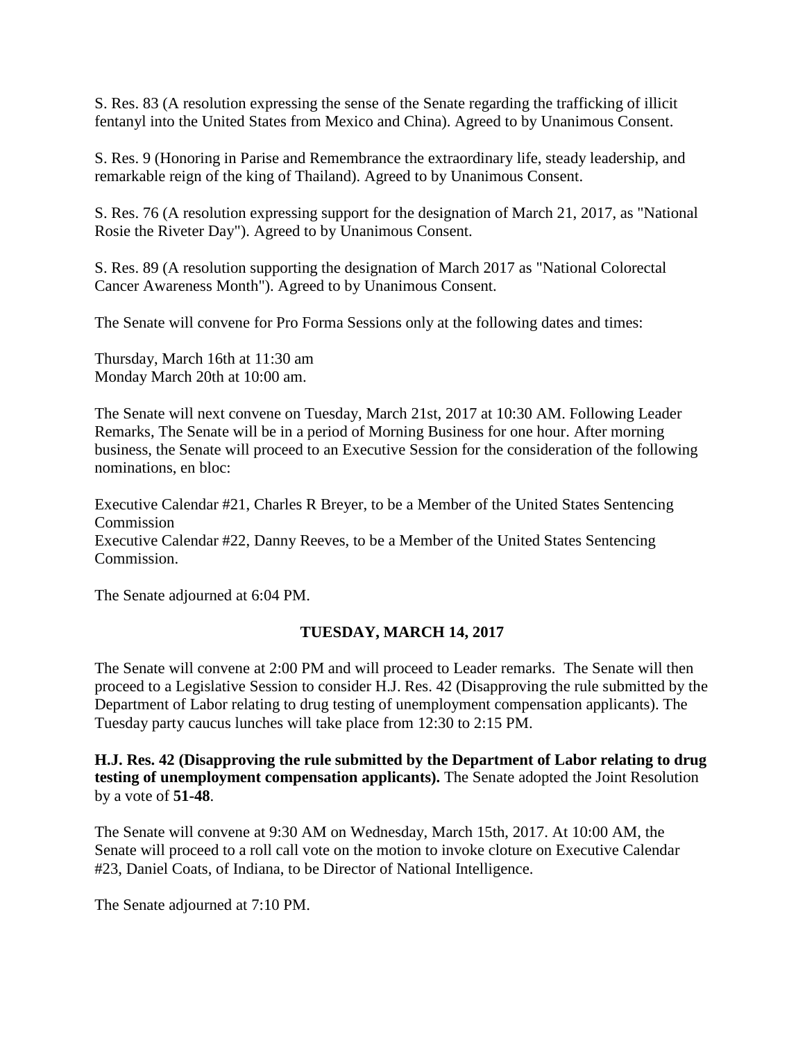S. Res. 83 (A resolution expressing the sense of the Senate regarding the trafficking of illicit fentanyl into the United States from Mexico and China). Agreed to by Unanimous Consent.

S. Res. 9 (Honoring in Parise and Remembrance the extraordinary life, steady leadership, and remarkable reign of the king of Thailand). Agreed to by Unanimous Consent.

S. Res. 76 (A resolution expressing support for the designation of March 21, 2017, as "National Rosie the Riveter Day"). Agreed to by Unanimous Consent.

S. Res. 89 (A resolution supporting the designation of March 2017 as "National Colorectal Cancer Awareness Month"). Agreed to by Unanimous Consent.

The Senate will convene for Pro Forma Sessions only at the following dates and times:

Thursday, March 16th at 11:30 am
Monday March 20th at 10:00 am.

The Senate will next convene on Tuesday, March 21st, 2017 at 10:30 AM. Following Leader Remarks, The Senate will be in a period of Morning Business for one hour. After morning business, the Senate will proceed to an Executive Session for the consideration of the following nominations, en bloc:

Executive Calendar #21, Charles R Breyer, to be a Member of the United States Sentencing Commission
Executive Calendar #22, Danny Reeves, to be a Member of the United States Sentencing Commission.

The Senate adjourned at 6:04 PM.

## TUESDAY, MARCH 14, 2017

The Senate will convene at 2:00 PM and will proceed to Leader remarks. The Senate will then proceed to a Legislative Session to consider H.J. Res. 42 (Disapproving the rule submitted by the Department of Labor relating to drug testing of unemployment compensation applicants). The Tuesday party caucus lunches will take place from 12:30 to 2:15 PM.

**H.J. Res. 42 (Disapproving the rule submitted by the Department of Labor relating to drug testing of unemployment compensation applicants).** The Senate adopted the Joint Resolution by a vote of **51-48**.

The Senate will convene at 9:30 AM on Wednesday, March 15th, 2017. At 10:00 AM, the Senate will proceed to a roll call vote on the motion to invoke cloture on Executive Calendar #23, Daniel Coats, of Indiana, to be Director of National Intelligence.

The Senate adjourned at 7:10 PM.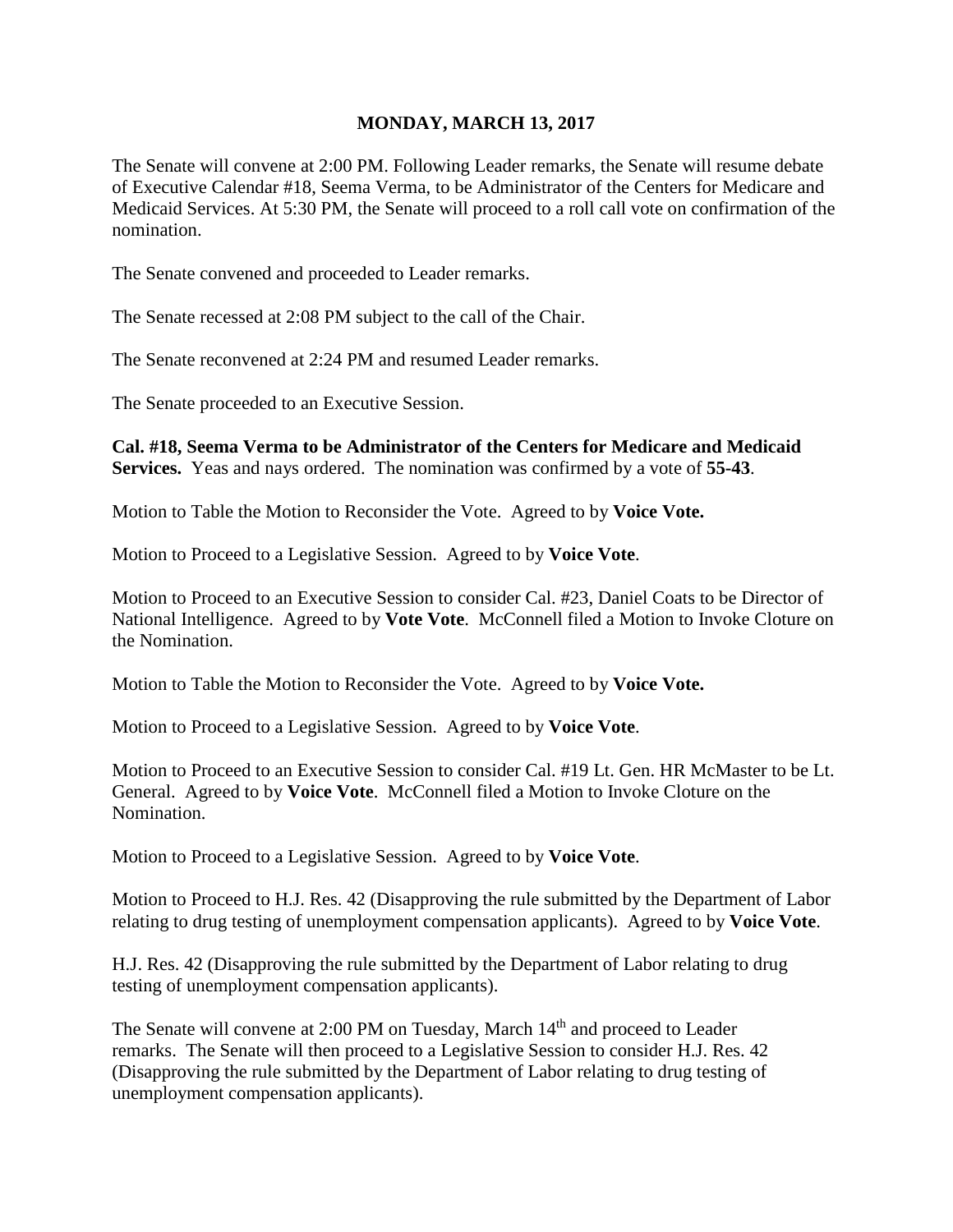**MONDAY, MARCH 13, 2017**

The Senate will convene at 2:00 PM. Following Leader remarks, the Senate will resume debate of Executive Calendar #18, Seema Verma, to be Administrator of the Centers for Medicare and Medicaid Services. At 5:30 PM, the Senate will proceed to a roll call vote on confirmation of the nomination.

The Senate convened and proceeded to Leader remarks.

The Senate recessed at 2:08 PM subject to the call of the Chair.

The Senate reconvened at 2:24 PM and resumed Leader remarks.

The Senate proceeded to an Executive Session.

**Cal. #18, Seema Verma to be Administrator of the Centers for Medicare and Medicaid Services.** Yeas and nays ordered. The nomination was confirmed by a vote of **55-43**.

Motion to Table the Motion to Reconsider the Vote. Agreed to by **Voice Vote.**

Motion to Proceed to a Legislative Session. Agreed to by **Voice Vote**.

Motion to Proceed to an Executive Session to consider Cal. #23, Daniel Coats to be Director of National Intelligence. Agreed to by **Vote Vote**. McConnell filed a Motion to Invoke Cloture on the Nomination.

Motion to Table the Motion to Reconsider the Vote. Agreed to by **Voice Vote.**

Motion to Proceed to a Legislative Session. Agreed to by **Voice Vote**.

Motion to Proceed to an Executive Session to consider Cal. #19 Lt. Gen. HR McMaster to be Lt. General. Agreed to by **Voice Vote**. McConnell filed a Motion to Invoke Cloture on the Nomination.

Motion to Proceed to a Legislative Session. Agreed to by **Voice Vote**.

Motion to Proceed to H.J. Res. 42 (Disapproving the rule submitted by the Department of Labor relating to drug testing of unemployment compensation applicants). Agreed to by **Voice Vote**.

H.J. Res. 42 (Disapproving the rule submitted by the Department of Labor relating to drug testing of unemployment compensation applicants).

The Senate will convene at 2:00 PM on Tuesday, March 14th and proceed to Leader remarks. The Senate will then proceed to a Legislative Session to consider H.J. Res. 42 (Disapproving the rule submitted by the Department of Labor relating to drug testing of unemployment compensation applicants).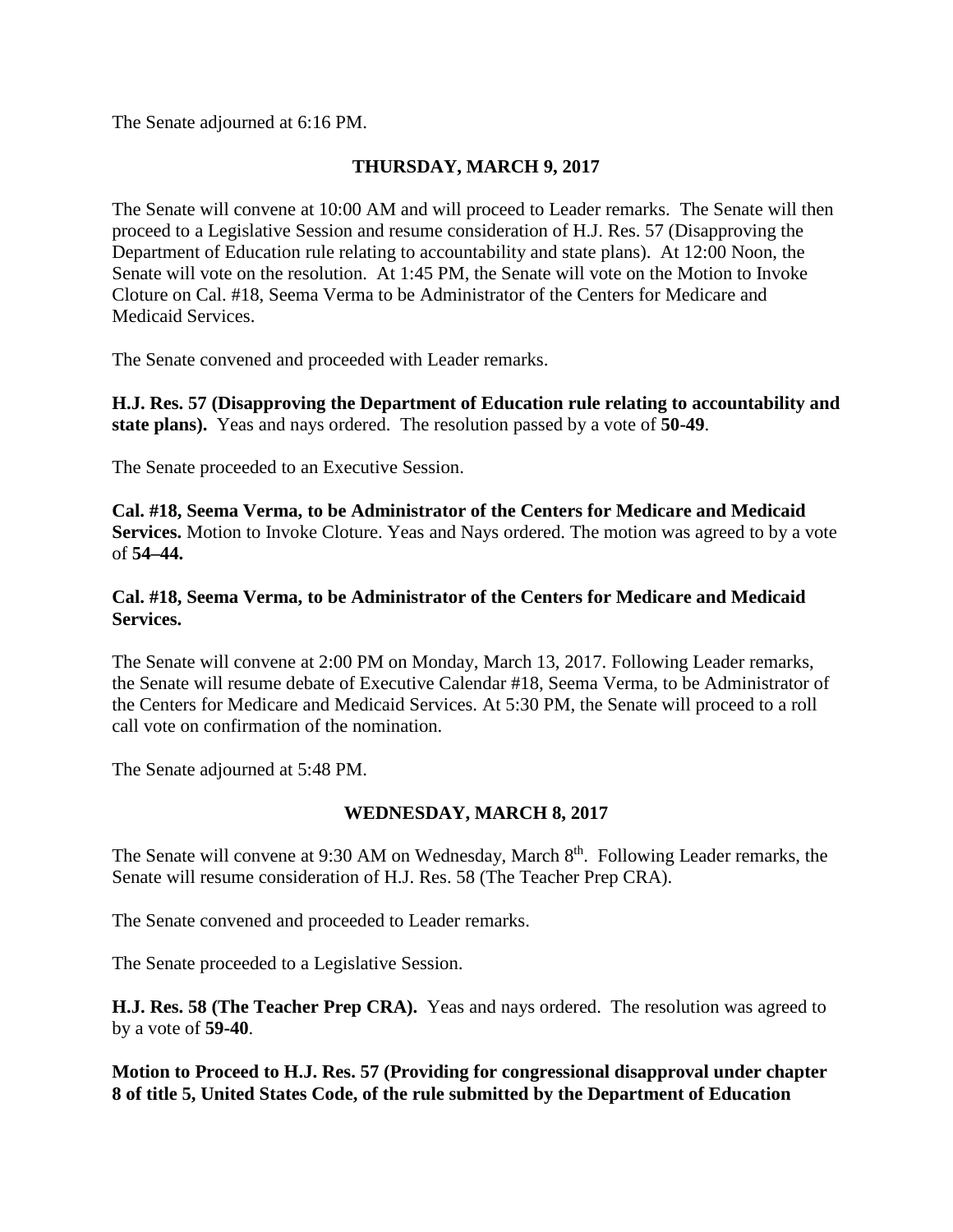The Senate adjourned at 6:16 PM.

## THURSDAY, MARCH 9, 2017

The Senate will convene at 10:00 AM and will proceed to Leader remarks. The Senate will then proceed to a Legislative Session and resume consideration of H.J. Res. 57 (Disapproving the Department of Education rule relating to accountability and state plans). At 12:00 Noon, the Senate will vote on the resolution. At 1:45 PM, the Senate will vote on the Motion to Invoke Cloture on Cal. #18, Seema Verma to be Administrator of the Centers for Medicare and Medicaid Services.

The Senate convened and proceeded with Leader remarks.

**H.J. Res. 57 (Disapproving the Department of Education rule relating to accountability and state plans).** Yeas and nays ordered. The resolution passed by a vote of **50-49**.

The Senate proceeded to an Executive Session.

**Cal. #18, Seema Verma, to be Administrator of the Centers for Medicare and Medicaid Services.** Motion to Invoke Cloture. Yeas and Nays ordered. The motion was agreed to by a vote of **54–44.**

**Cal. #18, Seema Verma, to be Administrator of the Centers for Medicare and Medicaid Services.**

The Senate will convene at 2:00 PM on Monday, March 13, 2017. Following Leader remarks, the Senate will resume debate of Executive Calendar #18, Seema Verma, to be Administrator of the Centers for Medicare and Medicaid Services. At 5:30 PM, the Senate will proceed to a roll call vote on confirmation of the nomination.

The Senate adjourned at 5:48 PM.

## WEDNESDAY, MARCH 8, 2017

The Senate will convene at 9:30 AM on Wednesday, March 8th. Following Leader remarks, the Senate will resume consideration of H.J. Res. 58 (The Teacher Prep CRA).

The Senate convened and proceeded to Leader remarks.

The Senate proceeded to a Legislative Session.

**H.J. Res. 58 (The Teacher Prep CRA).** Yeas and nays ordered. The resolution was agreed to by a vote of **59-40**.

**Motion to Proceed to H.J. Res. 57 (Providing for congressional disapproval under chapter 8 of title 5, United States Code, of the rule submitted by the Department of Education**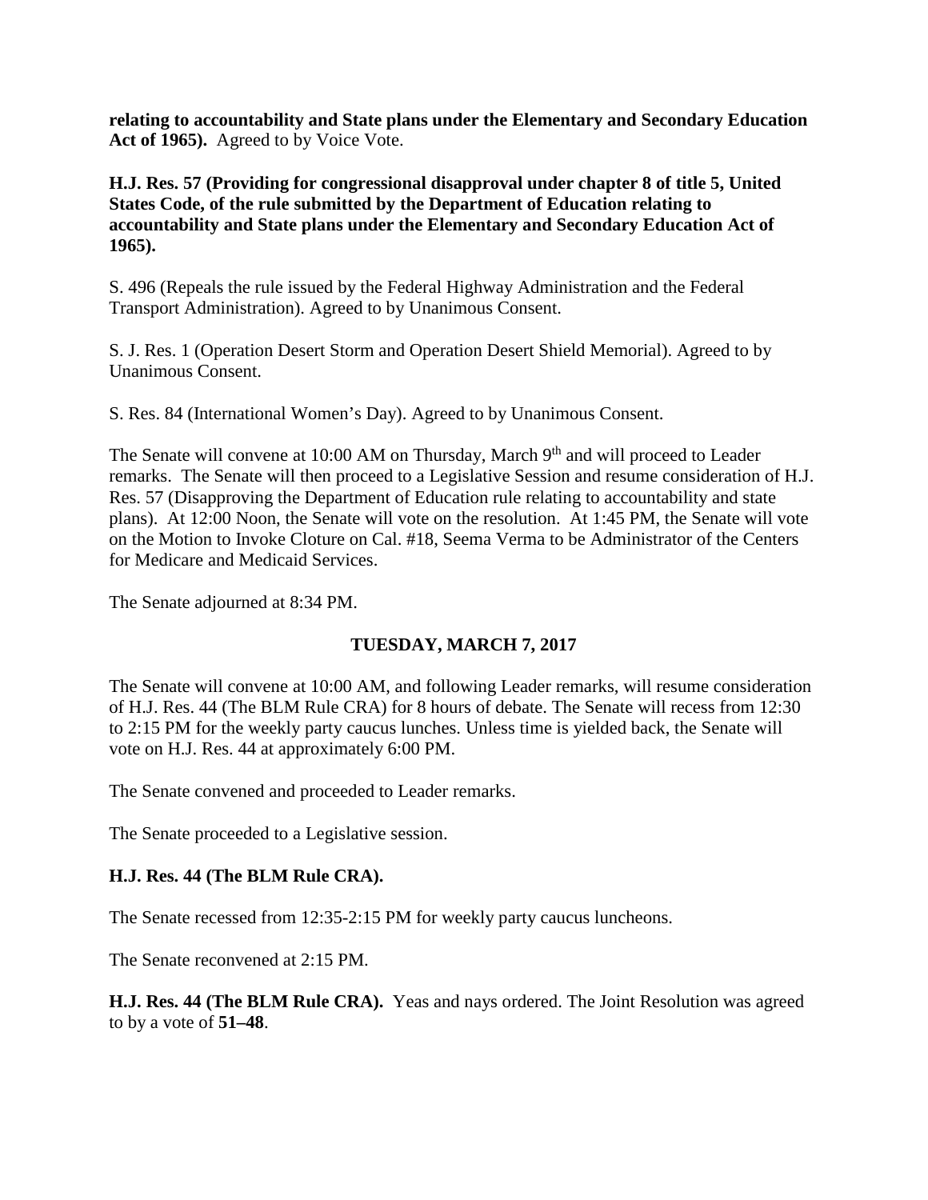**relating to accountability and State plans under the Elementary and Secondary Education Act of 1965).** Agreed to by Voice Vote.

**H.J. Res. 57 (Providing for congressional disapproval under chapter 8 of title 5, United States Code, of the rule submitted by the Department of Education relating to accountability and State plans under the Elementary and Secondary Education Act of 1965).**

S. 496 (Repeals the rule issued by the Federal Highway Administration and the Federal Transport Administration). Agreed to by Unanimous Consent.

S. J. Res. 1 (Operation Desert Storm and Operation Desert Shield Memorial). Agreed to by Unanimous Consent.

S. Res. 84 (International Women's Day). Agreed to by Unanimous Consent.

The Senate will convene at 10:00 AM on Thursday, March 9th and will proceed to Leader remarks. The Senate will then proceed to a Legislative Session and resume consideration of H.J. Res. 57 (Disapproving the Department of Education rule relating to accountability and state plans). At 12:00 Noon, the Senate will vote on the resolution. At 1:45 PM, the Senate will vote on the Motion to Invoke Cloture on Cal. #18, Seema Verma to be Administrator of the Centers for Medicare and Medicaid Services.

The Senate adjourned at 8:34 PM.

**TUESDAY, MARCH 7, 2017**

The Senate will convene at 10:00 AM, and following Leader remarks, will resume consideration of H.J. Res. 44 (The BLM Rule CRA) for 8 hours of debate. The Senate will recess from 12:30 to 2:15 PM for the weekly party caucus lunches. Unless time is yielded back, the Senate will vote on H.J. Res. 44 at approximately 6:00 PM.

The Senate convened and proceeded to Leader remarks.

The Senate proceeded to a Legislative session.

**H.J. Res. 44 (The BLM Rule CRA).**

The Senate recessed from 12:35-2:15 PM for weekly party caucus luncheons.

The Senate reconvened at 2:15 PM.

**H.J. Res. 44 (The BLM Rule CRA).** Yeas and nays ordered. The Joint Resolution was agreed to by a vote of **51–48**.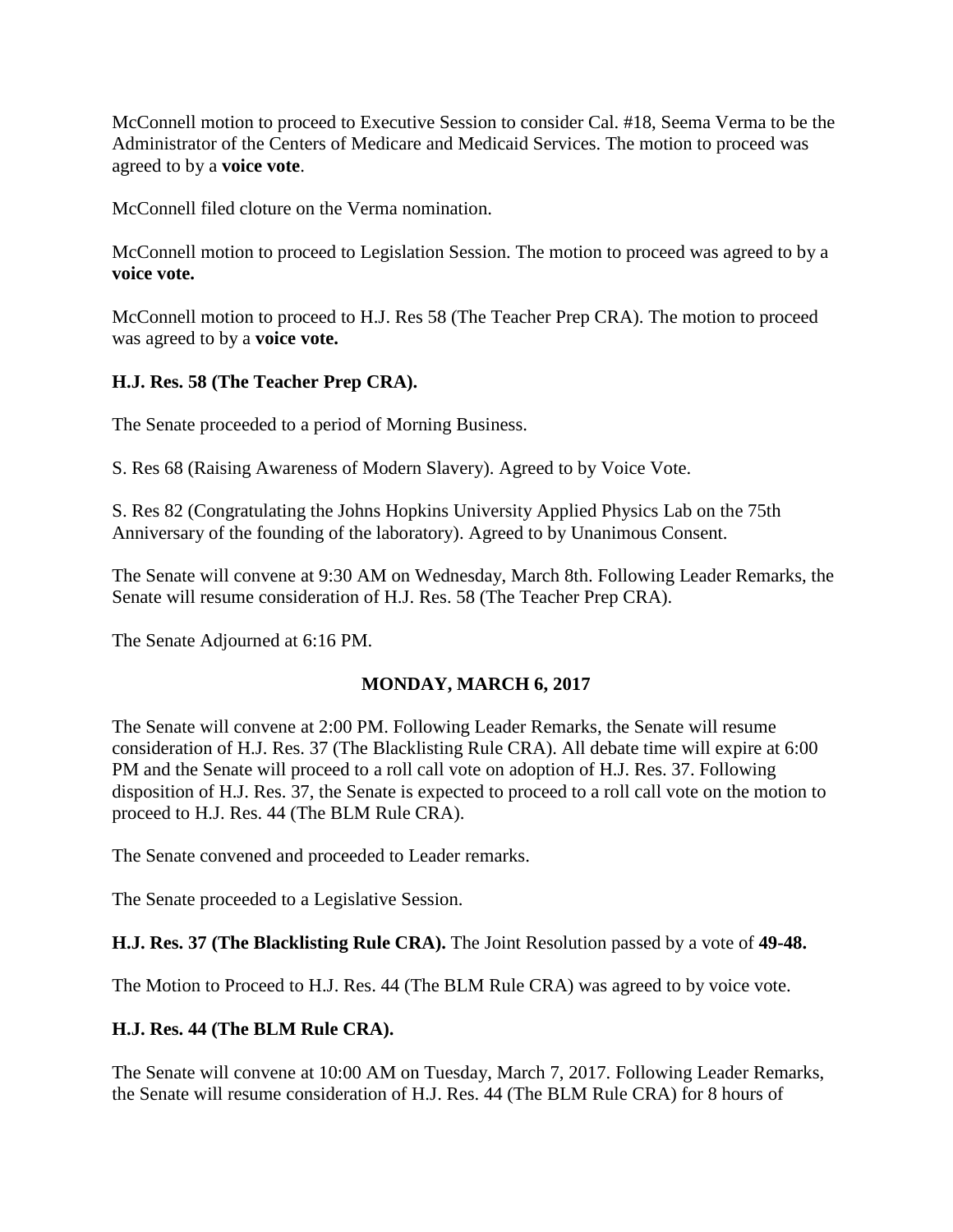McConnell motion to proceed to Executive Session to consider Cal. #18, Seema Verma to be the Administrator of the Centers of Medicare and Medicaid Services. The motion to proceed was agreed to by a **voice vote**.

McConnell filed cloture on the Verma nomination.

McConnell motion to proceed to Legislation Session. The motion to proceed was agreed to by a **voice vote.**

McConnell motion to proceed to H.J. Res 58 (The Teacher Prep CRA). The motion to proceed was agreed to by a **voice vote.**

**H.J. Res. 58 (The Teacher Prep CRA).**

The Senate proceeded to a period of Morning Business.

S. Res 68 (Raising Awareness of Modern Slavery). Agreed to by Voice Vote.

S. Res 82 (Congratulating the Johns Hopkins University Applied Physics Lab on the 75th Anniversary of the founding of the laboratory). Agreed to by Unanimous Consent.

The Senate will convene at 9:30 AM on Wednesday, March 8th. Following Leader Remarks, the Senate will resume consideration of H.J. Res. 58 (The Teacher Prep CRA).

The Senate Adjourned at 6:16 PM.

## MONDAY, MARCH 6, 2017

The Senate will convene at 2:00 PM. Following Leader Remarks, the Senate will resume consideration of H.J. Res. 37 (The Blacklisting Rule CRA). All debate time will expire at 6:00 PM and the Senate will proceed to a roll call vote on adoption of H.J. Res. 37. Following disposition of H.J. Res. 37, the Senate is expected to proceed to a roll call vote on the motion to proceed to H.J. Res. 44 (The BLM Rule CRA).

The Senate convened and proceeded to Leader remarks.

The Senate proceeded to a Legislative Session.

**H.J. Res. 37 (The Blacklisting Rule CRA).** The Joint Resolution passed by a vote of **49-48.**

The Motion to Proceed to H.J. Res. 44 (The BLM Rule CRA) was agreed to by voice vote.

**H.J. Res. 44 (The BLM Rule CRA).**

The Senate will convene at 10:00 AM on Tuesday, March 7, 2017. Following Leader Remarks, the Senate will resume consideration of H.J. Res. 44 (The BLM Rule CRA) for 8 hours of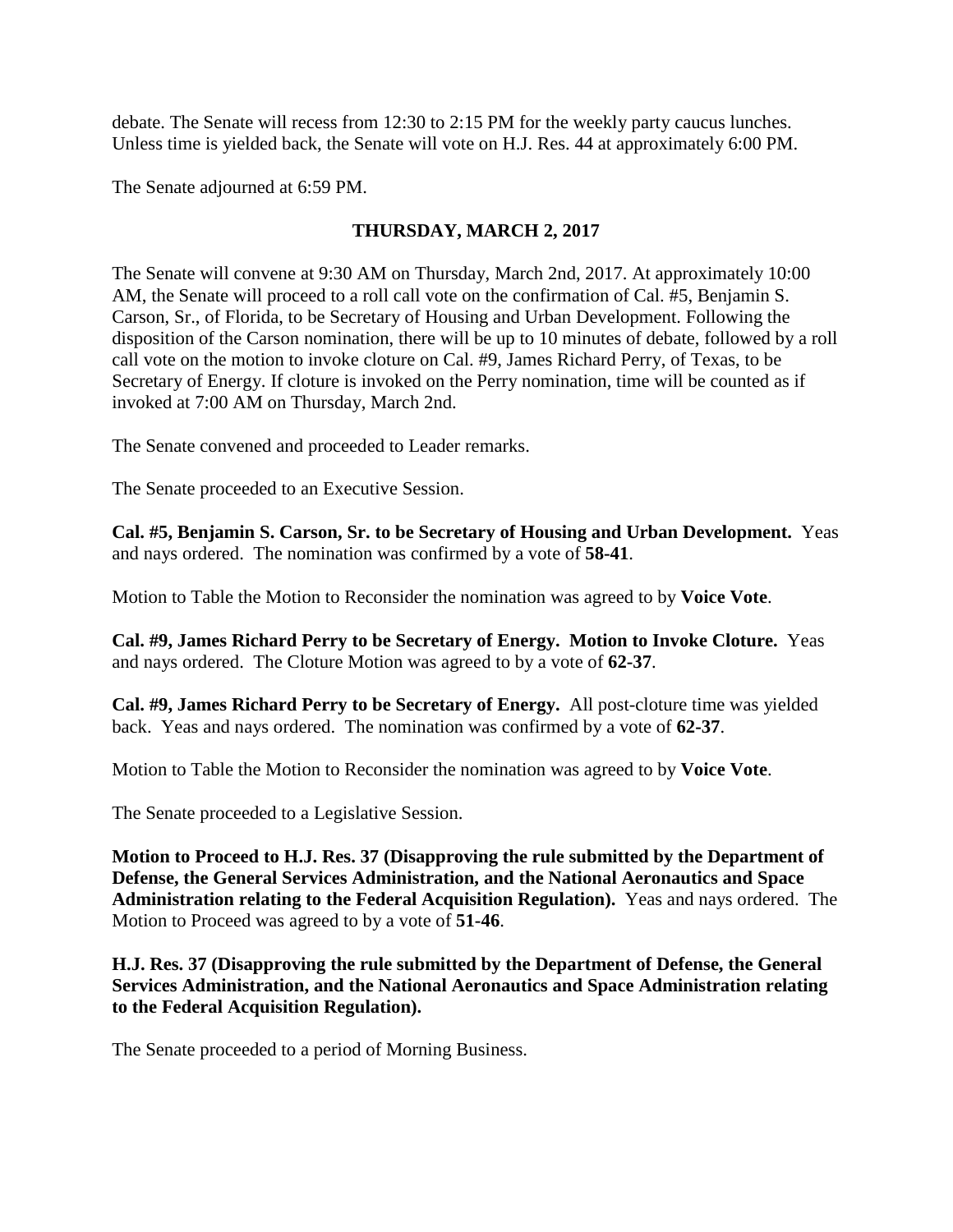debate. The Senate will recess from 12:30 to 2:15 PM for the weekly party caucus lunches. Unless time is yielded back, the Senate will vote on H.J. Res. 44 at approximately 6:00 PM.

The Senate adjourned at 6:59 PM.

## THURSDAY, MARCH 2, 2017

The Senate will convene at 9:30 AM on Thursday, March 2nd, 2017. At approximately 10:00 AM, the Senate will proceed to a roll call vote on the confirmation of Cal. #5, Benjamin S. Carson, Sr., of Florida, to be Secretary of Housing and Urban Development. Following the disposition of the Carson nomination, there will be up to 10 minutes of debate, followed by a roll call vote on the motion to invoke cloture on Cal. #9, James Richard Perry, of Texas, to be Secretary of Energy. If cloture is invoked on the Perry nomination, time will be counted as if invoked at 7:00 AM on Thursday, March 2nd.

The Senate convened and proceeded to Leader remarks.

The Senate proceeded to an Executive Session.

**Cal. #5, Benjamin S. Carson, Sr. to be Secretary of Housing and Urban Development.** Yeas and nays ordered. The nomination was confirmed by a vote of **58-41**.

Motion to Table the Motion to Reconsider the nomination was agreed to by **Voice Vote**.

**Cal. #9, James Richard Perry to be Secretary of Energy. Motion to Invoke Cloture.** Yeas and nays ordered. The Cloture Motion was agreed to by a vote of **62-37**.

**Cal. #9, James Richard Perry to be Secretary of Energy.** All post-cloture time was yielded back. Yeas and nays ordered. The nomination was confirmed by a vote of **62-37**.

Motion to Table the Motion to Reconsider the nomination was agreed to by **Voice Vote**.

The Senate proceeded to a Legislative Session.

**Motion to Proceed to H.J. Res. 37 (Disapproving the rule submitted by the Department of Defense, the General Services Administration, and the National Aeronautics and Space Administration relating to the Federal Acquisition Regulation).** Yeas and nays ordered. The Motion to Proceed was agreed to by a vote of **51-46**.

**H.J. Res. 37 (Disapproving the rule submitted by the Department of Defense, the General Services Administration, and the National Aeronautics and Space Administration relating to the Federal Acquisition Regulation).**

The Senate proceeded to a period of Morning Business.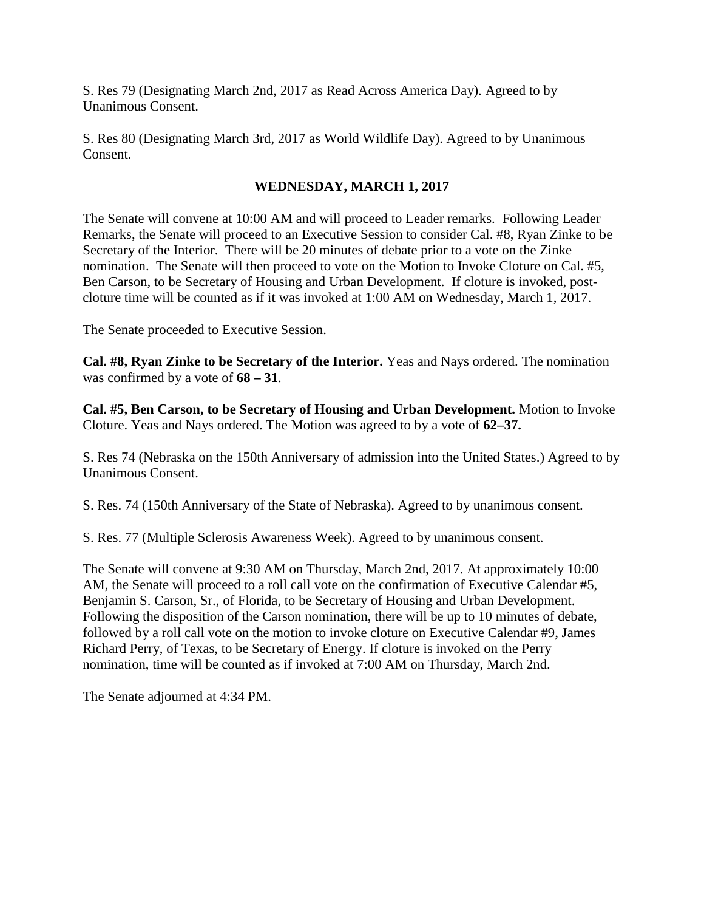S. Res 79 (Designating March 2nd, 2017 as Read Across America Day). Agreed to by Unanimous Consent.

S. Res 80 (Designating March 3rd, 2017 as World Wildlife Day). Agreed to by Unanimous Consent.

## WEDNESDAY, MARCH 1, 2017

The Senate will convene at 10:00 AM and will proceed to Leader remarks. Following Leader Remarks, the Senate will proceed to an Executive Session to consider Cal. #8, Ryan Zinke to be Secretary of the Interior. There will be 20 minutes of debate prior to a vote on the Zinke nomination. The Senate will then proceed to vote on the Motion to Invoke Cloture on Cal. #5, Ben Carson, to be Secretary of Housing and Urban Development. If cloture is invoked, post-cloture time will be counted as if it was invoked at 1:00 AM on Wednesday, March 1, 2017.

The Senate proceeded to Executive Session.

**Cal. #8, Ryan Zinke to be Secretary of the Interior.** Yeas and Nays ordered. The nomination was confirmed by a vote of **68 – 31**.

**Cal. #5, Ben Carson, to be Secretary of Housing and Urban Development.** Motion to Invoke Cloture. Yeas and Nays ordered. The Motion was agreed to by a vote of **62–37.**

S. Res 74 (Nebraska on the 150th Anniversary of admission into the United States.) Agreed to by Unanimous Consent.

S. Res. 74 (150th Anniversary of the State of Nebraska). Agreed to by unanimous consent.

S. Res. 77 (Multiple Sclerosis Awareness Week). Agreed to by unanimous consent.

The Senate will convene at 9:30 AM on Thursday, March 2nd, 2017. At approximately 10:00 AM, the Senate will proceed to a roll call vote on the confirmation of Executive Calendar #5, Benjamin S. Carson, Sr., of Florida, to be Secretary of Housing and Urban Development. Following the disposition of the Carson nomination, there will be up to 10 minutes of debate, followed by a roll call vote on the motion to invoke cloture on Executive Calendar #9, James Richard Perry, of Texas, to be Secretary of Energy. If cloture is invoked on the Perry nomination, time will be counted as if invoked at 7:00 AM on Thursday, March 2nd.

The Senate adjourned at 4:34 PM.